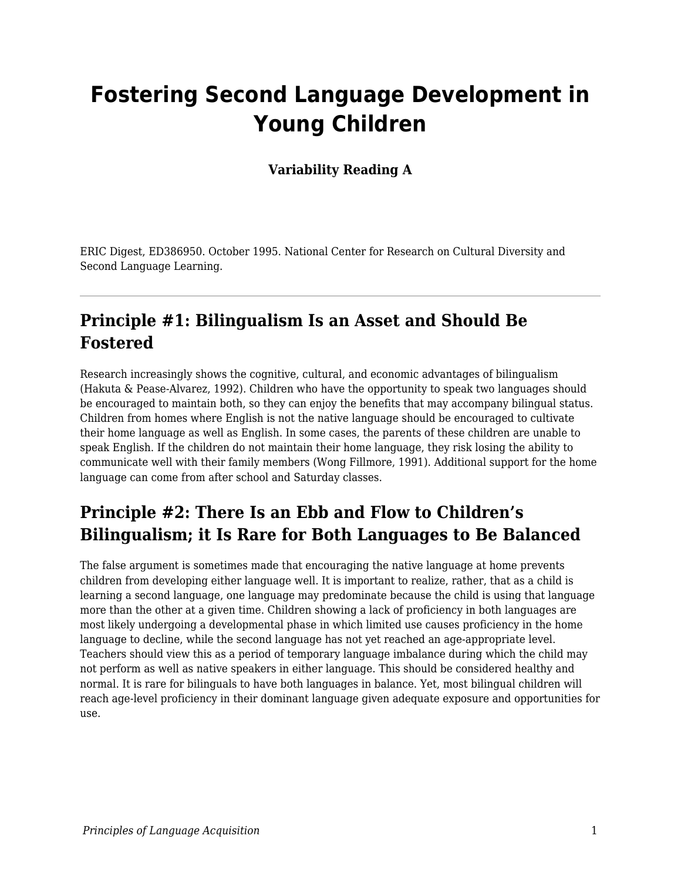# Fostering Second Language Development in Young Children

**Variability Reading A**

ERIC Digest, ED386950. October 1995. National Center for Research on Cultural Diversity and Second Language Learning.

---

## Principle #1: Bilingualism Is an Asset and Should Be Fostered

Research increasingly shows the cognitive, cultural, and economic advantages of bilingualism (Hakuta & Pease-Alvarez, 1992). Children who have the opportunity to speak two languages should be encouraged to maintain both, so they can enjoy the benefits that may accompany bilingual status. Children from homes where English is not the native language should be encouraged to cultivate their home language as well as English. In some cases, the parents of these children are unable to speak English. If the children do not maintain their home language, they risk losing the ability to communicate well with their family members (Wong Fillmore, 1991). Additional support for the home language can come from after school and Saturday classes.

## Principle #2: There Is an Ebb and Flow to Children's Bilingualism; it Is Rare for Both Languages to Be Balanced

The false argument is sometimes made that encouraging the native language at home prevents children from developing either language well. It is important to realize, rather, that as a child is learning a second language, one language may predominate because the child is using that language more than the other at a given time. Children showing a lack of proficiency in both languages are most likely undergoing a developmental phase in which limited use causes proficiency in the home language to decline, while the second language has not yet reached an age-appropriate level. Teachers should view this as a period of temporary language imbalance during which the child may not perform as well as native speakers in either language. This should be considered healthy and normal. It is rare for bilinguals to have both languages in balance. Yet, most bilingual children will reach age-level proficiency in their dominant language given adequate exposure and opportunities for use.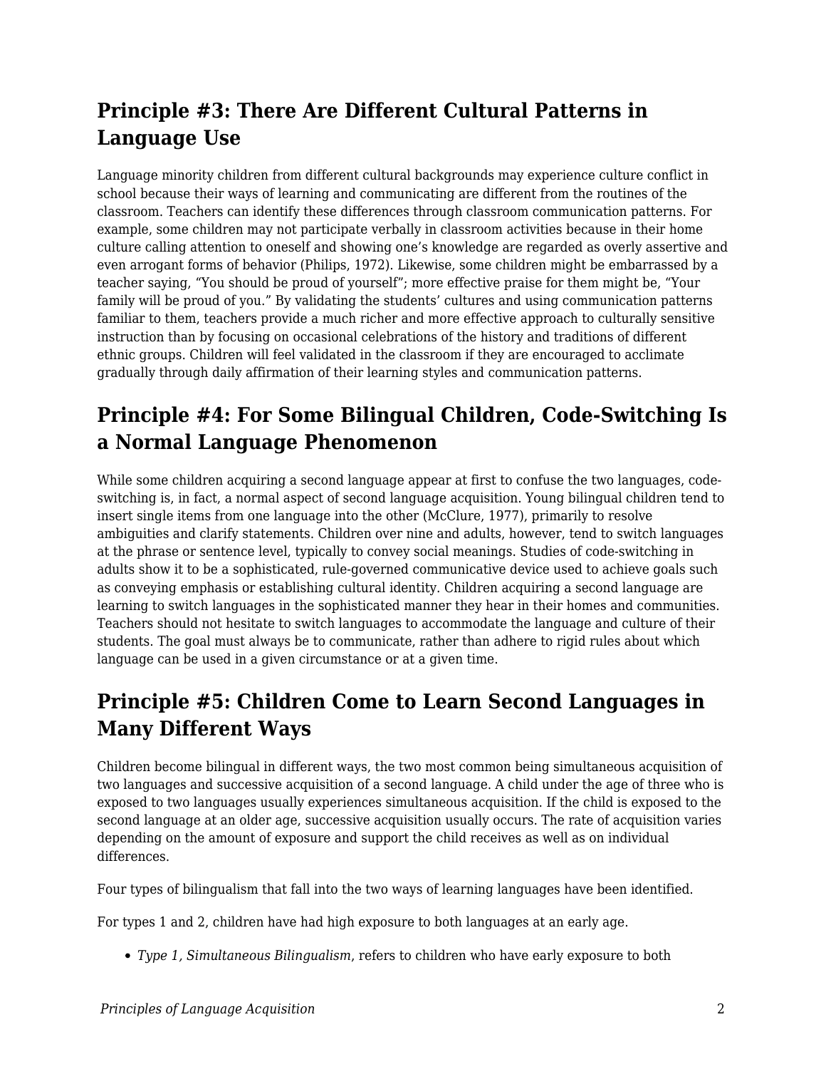## Principle #3: There Are Different Cultural Patterns in Language Use

Language minority children from different cultural backgrounds may experience culture conflict in school because their ways of learning and communicating are different from the routines of the classroom. Teachers can identify these differences through classroom communication patterns. For example, some children may not participate verbally in classroom activities because in their home culture calling attention to oneself and showing one's knowledge are regarded as overly assertive and even arrogant forms of behavior (Philips, 1972). Likewise, some children might be embarrassed by a teacher saying, "You should be proud of yourself"; more effective praise for them might be, "Your family will be proud of you." By validating the students' cultures and using communication patterns familiar to them, teachers provide a much richer and more effective approach to culturally sensitive instruction than by focusing on occasional celebrations of the history and traditions of different ethnic groups. Children will feel validated in the classroom if they are encouraged to acclimate gradually through daily affirmation of their learning styles and communication patterns.

## Principle #4: For Some Bilingual Children, Code-Switching Is a Normal Language Phenomenon

While some children acquiring a second language appear at first to confuse the two languages, code-switching is, in fact, a normal aspect of second language acquisition. Young bilingual children tend to insert single items from one language into the other (McClure, 1977), primarily to resolve ambiguities and clarify statements. Children over nine and adults, however, tend to switch languages at the phrase or sentence level, typically to convey social meanings. Studies of code-switching in adults show it to be a sophisticated, rule-governed communicative device used to achieve goals such as conveying emphasis or establishing cultural identity. Children acquiring a second language are learning to switch languages in the sophisticated manner they hear in their homes and communities. Teachers should not hesitate to switch languages to accommodate the language and culture of their students. The goal must always be to communicate, rather than adhere to rigid rules about which language can be used in a given circumstance or at a given time.

## Principle #5: Children Come to Learn Second Languages in Many Different Ways

Children become bilingual in different ways, the two most common being simultaneous acquisition of two languages and successive acquisition of a second language. A child under the age of three who is exposed to two languages usually experiences simultaneous acquisition. If the child is exposed to the second language at an older age, successive acquisition usually occurs. The rate of acquisition varies depending on the amount of exposure and support the child receives as well as on individual differences.

Four types of bilingualism that fall into the two ways of learning languages have been identified.

For types 1 and 2, children have had high exposure to both languages at an early age.

- *Type 1, Simultaneous Bilingualism*, refers to children who have early exposure to both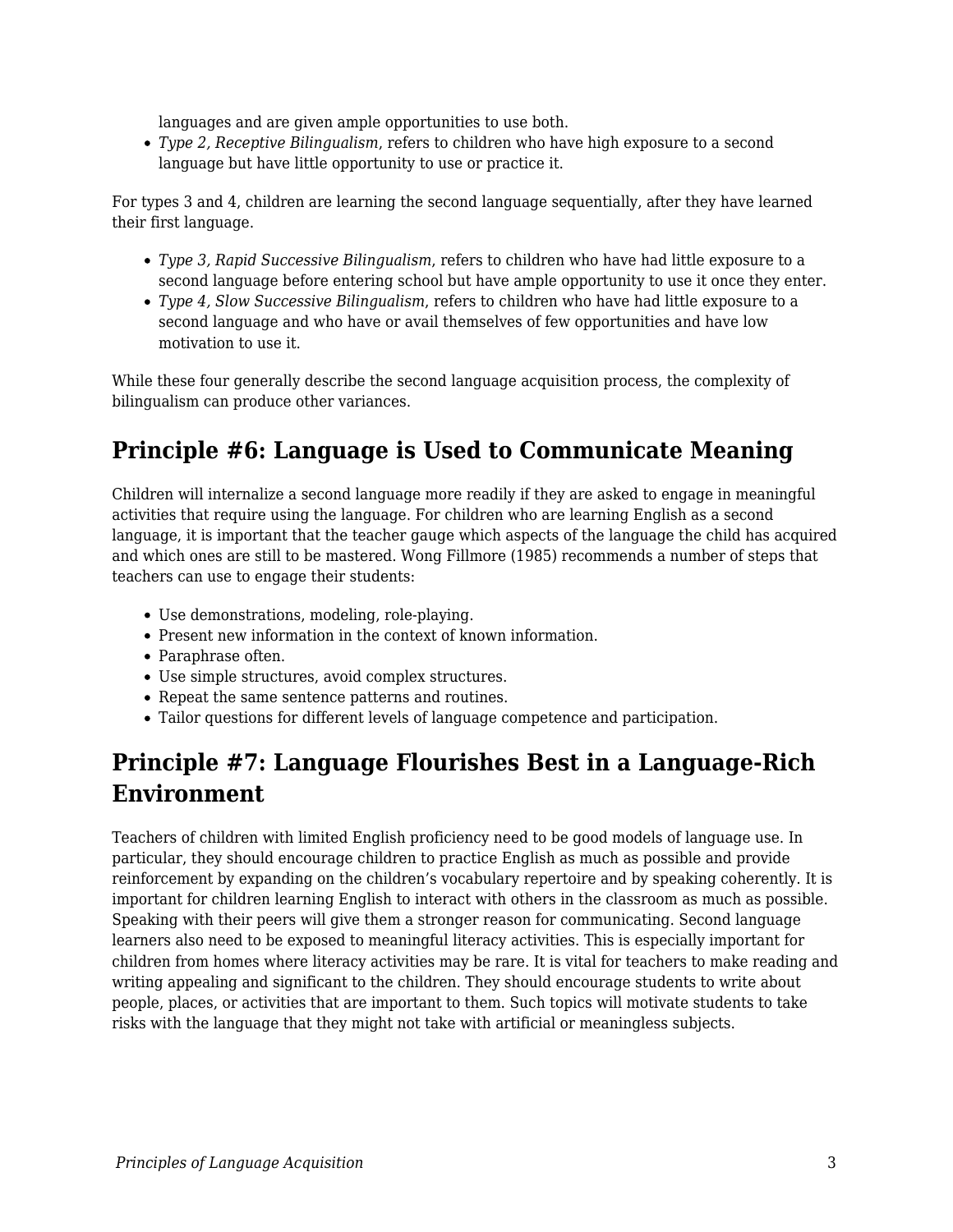languages and are given ample opportunities to use both.
- *Type 2, Receptive Bilingualism*, refers to children who have high exposure to a second language but have little opportunity to use or practice it.

For types 3 and 4, children are learning the second language sequentially, after they have learned their first language.

- *Type 3, Rapid Successive Bilingualism*, refers to children who have had little exposure to a second language before entering school but have ample opportunity to use it once they enter.
- *Type 4, Slow Successive Bilingualism*, refers to children who have had little exposure to a second language and who have or avail themselves of few opportunities and have low motivation to use it.

While these four generally describe the second language acquisition process, the complexity of bilingualism can produce other variances.

## Principle #6: Language is Used to Communicate Meaning

Children will internalize a second language more readily if they are asked to engage in meaningful activities that require using the language. For children who are learning English as a second language, it is important that the teacher gauge which aspects of the language the child has acquired and which ones are still to be mastered. Wong Fillmore (1985) recommends a number of steps that teachers can use to engage their students:

- Use demonstrations, modeling, role-playing.
- Present new information in the context of known information.
- Paraphrase often.
- Use simple structures, avoid complex structures.
- Repeat the same sentence patterns and routines.
- Tailor questions for different levels of language competence and participation.

## Principle #7: Language Flourishes Best in a Language-Rich Environment

Teachers of children with limited English proficiency need to be good models of language use. In particular, they should encourage children to practice English as much as possible and provide reinforcement by expanding on the children's vocabulary repertoire and by speaking coherently. It is important for children learning English to interact with others in the classroom as much as possible. Speaking with their peers will give them a stronger reason for communicating. Second language learners also need to be exposed to meaningful literacy activities. This is especially important for children from homes where literacy activities may be rare. It is vital for teachers to make reading and writing appealing and significant to the children. They should encourage students to write about people, places, or activities that are important to them. Such topics will motivate students to take risks with the language that they might not take with artificial or meaningless subjects.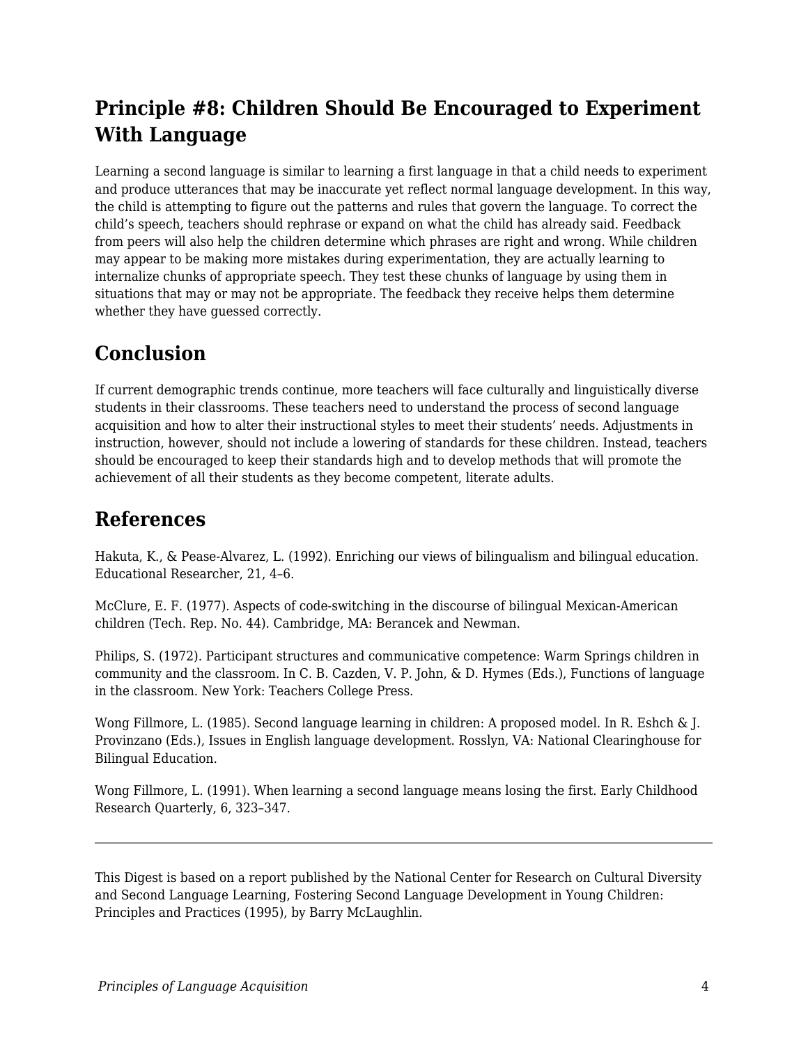## Principle #8: Children Should Be Encouraged to Experiment With Language

Learning a second language is similar to learning a first language in that a child needs to experiment and produce utterances that may be inaccurate yet reflect normal language development. In this way, the child is attempting to figure out the patterns and rules that govern the language. To correct the child's speech, teachers should rephrase or expand on what the child has already said. Feedback from peers will also help the children determine which phrases are right and wrong. While children may appear to be making more mistakes during experimentation, they are actually learning to internalize chunks of appropriate speech. They test these chunks of language by using them in situations that may or may not be appropriate. The feedback they receive helps them determine whether they have guessed correctly.

## Conclusion

If current demographic trends continue, more teachers will face culturally and linguistically diverse students in their classrooms. These teachers need to understand the process of second language acquisition and how to alter their instructional styles to meet their students' needs. Adjustments in instruction, however, should not include a lowering of standards for these children. Instead, teachers should be encouraged to keep their standards high and to develop methods that will promote the achievement of all their students as they become competent, literate adults.

## References

Hakuta, K., & Pease-Alvarez, L. (1992). Enriching our views of bilingualism and bilingual education. Educational Researcher, 21, 4–6.

McClure, E. F. (1977). Aspects of code-switching in the discourse of bilingual Mexican-American children (Tech. Rep. No. 44). Cambridge, MA: Berancek and Newman.

Philips, S. (1972). Participant structures and communicative competence: Warm Springs children in community and the classroom. In C. B. Cazden, V. P. John, & D. Hymes (Eds.), Functions of language in the classroom. New York: Teachers College Press.

Wong Fillmore, L. (1985). Second language learning in children: A proposed model. In R. Eshch & J. Provinzano (Eds.), Issues in English language development. Rosslyn, VA: National Clearinghouse for Bilingual Education.

Wong Fillmore, L. (1991). When learning a second language means losing the first. Early Childhood Research Quarterly, 6, 323–347.

---

This Digest is based on a report published by the National Center for Research on Cultural Diversity and Second Language Learning, Fostering Second Language Development in Young Children: Principles and Practices (1995), by Barry McLaughlin.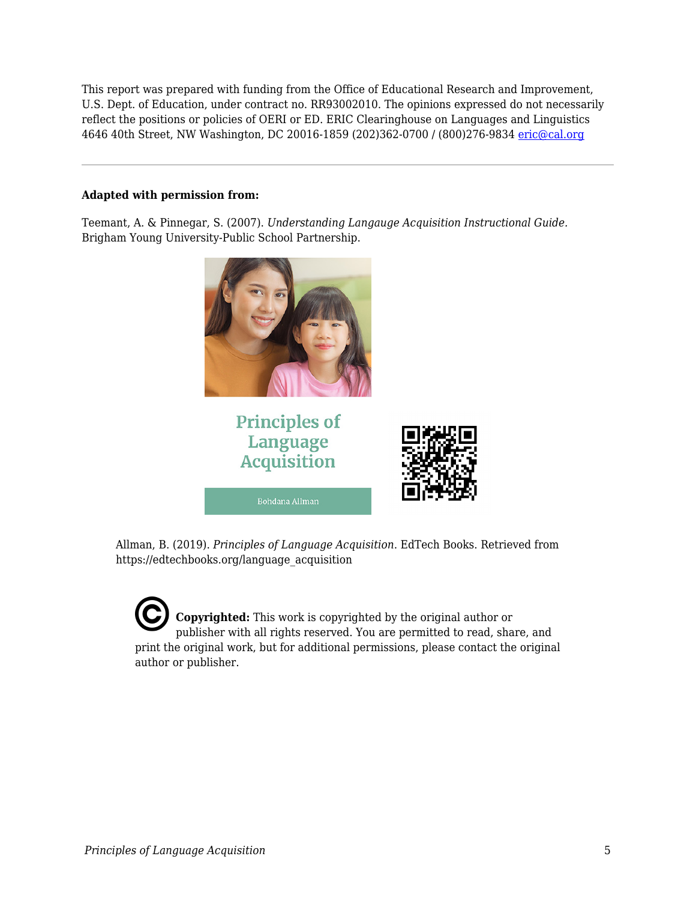This report was prepared with funding from the Office of Educational Research and Improvement, U.S. Dept. of Education, under contract no. RR93002010. The opinions expressed do not necessarily reflect the positions or policies of OERI or ED. ERIC Clearinghouse on Languages and Linguistics 4646 40th Street, NW Washington, DC 20016-1859 (202)362-0700 / (800)276-9834 eric@cal.org

---

**Adapted with permission from:**

Teemant, A. & Pinnegar, S. (2007). *Understanding Langauge Acquisition Instructional Guide.* Brigham Young University-Public School Partnership.

Allman, B. (2019). *Principles of Language Acquisition*. EdTech Books. Retrieved from https://edtechbooks.org/language_acquisition

**Copyrighted:** This work is copyrighted by the original author or publisher with all rights reserved. You are permitted to read, share, and print the original work, but for additional permissions, please contact the original author or publisher.